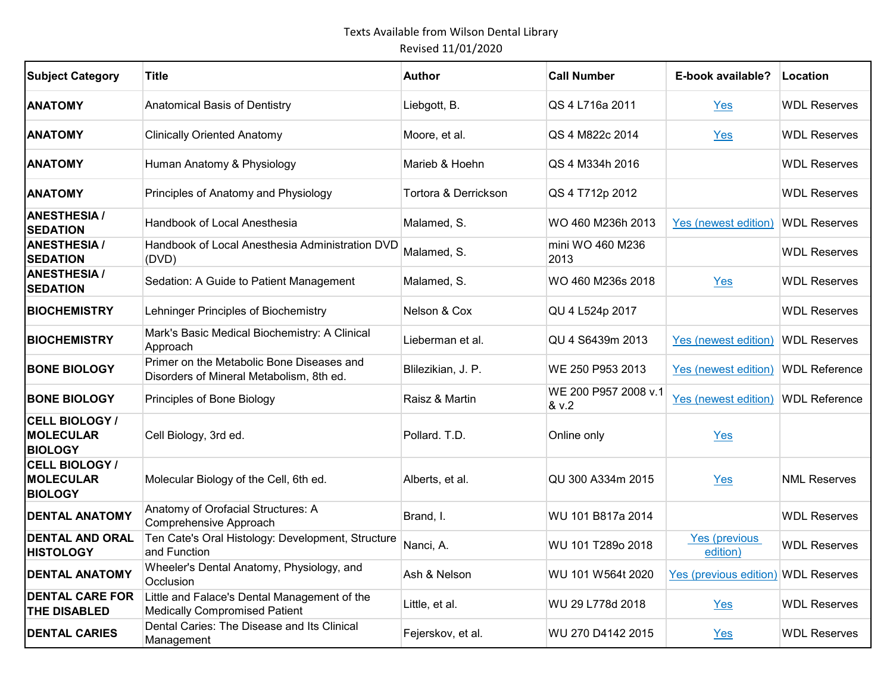Texts Available from Wilson Dental Library

Revised 11/01/2020

| Subject Category | Title | Author | Call Number | E-book available? | Location |
|---|---|---|---|---|---|
| **ANATOMY** | Anatomical Basis of Dentistry | Liebgott, B. | QS 4 L716a 2011 | Yes | WDL Reserves |
| **ANATOMY** | Clinically Oriented Anatomy | Moore, et al. | QS 4 M822c 2014 | Yes | WDL Reserves |
| **ANATOMY** | Human Anatomy & Physiology | Marieb & Hoehn | QS 4 M334h 2016 | | WDL Reserves |
| **ANATOMY** | Principles of Anatomy and Physiology | Tortora & Derrickson | QS 4 T712p 2012 | | WDL Reserves |
| **ANESTHESIA / SEDATION** | Handbook of Local Anesthesia | Malamed, S. | WO 460 M236h 2013 | Yes (newest edition) | WDL Reserves |
| **ANESTHESIA / SEDATION** | Handbook of Local Anesthesia Administration DVD (DVD) | Malamed, S. | mini WO 460 M236 2013 | | WDL Reserves |
| **ANESTHESIA / SEDATION** | Sedation: A Guide to Patient Management | Malamed, S. | WO 460 M236s 2018 | Yes | WDL Reserves |
| **BIOCHEMISTRY** | Lehninger Principles of Biochemistry | Nelson & Cox | QU 4 L524p 2017 | | WDL Reserves |
| **BIOCHEMISTRY** | Mark's Basic Medical Biochemistry: A Clinical Approach | Lieberman et al. | QU 4 S6439m 2013 | Yes (newest edition) | WDL Reserves |
| **BONE BIOLOGY** | Primer on the Metabolic Bone Diseases and Disorders of Mineral Metabolism, 8th ed. | Blilezikian, J. P. | WE 250 P953 2013 | Yes (newest edition) | WDL Reference |
| **BONE BIOLOGY** | Principles of Bone Biology | Raisz & Martin | WE 200 P957 2008 v.1 & v.2 | Yes (newest edition) | WDL Reference |
| **CELL BIOLOGY / MOLECULAR BIOLOGY** | Cell Biology, 3rd ed. | Pollard. T.D. | Online only | Yes | |
| **CELL BIOLOGY / MOLECULAR BIOLOGY** | Molecular Biology of the Cell, 6th ed. | Alberts, et al. | QU 300 A334m 2015 | Yes | NML Reserves |
| **DENTAL ANATOMY** | Anatomy of Orofacial Structures: A Comprehensive Approach | Brand, I. | WU 101 B817a 2014 | | WDL Reserves |
| **DENTAL AND ORAL HISTOLOGY** | Ten Cate's Oral Histology: Development, Structure and Function | Nanci, A. | WU 101 T289o 2018 | Yes (previous edition) | WDL Reserves |
| **DENTAL ANATOMY** | Wheeler's Dental Anatomy, Physiology, and Occlusion | Ash & Nelson | WU 101 W564t 2020 | Yes (previous edition) | WDL Reserves |
| **DENTAL CARE FOR THE DISABLED** | Little and Falace's Dental Management of the Medically Compromised Patient | Little, et al. | WU 29 L778d 2018 | Yes | WDL Reserves |
| **DENTAL CARIES** | Dental Caries: The Disease and Its Clinical Management | Fejerskov, et al. | WU 270 D4142 2015 | Yes | WDL Reserves |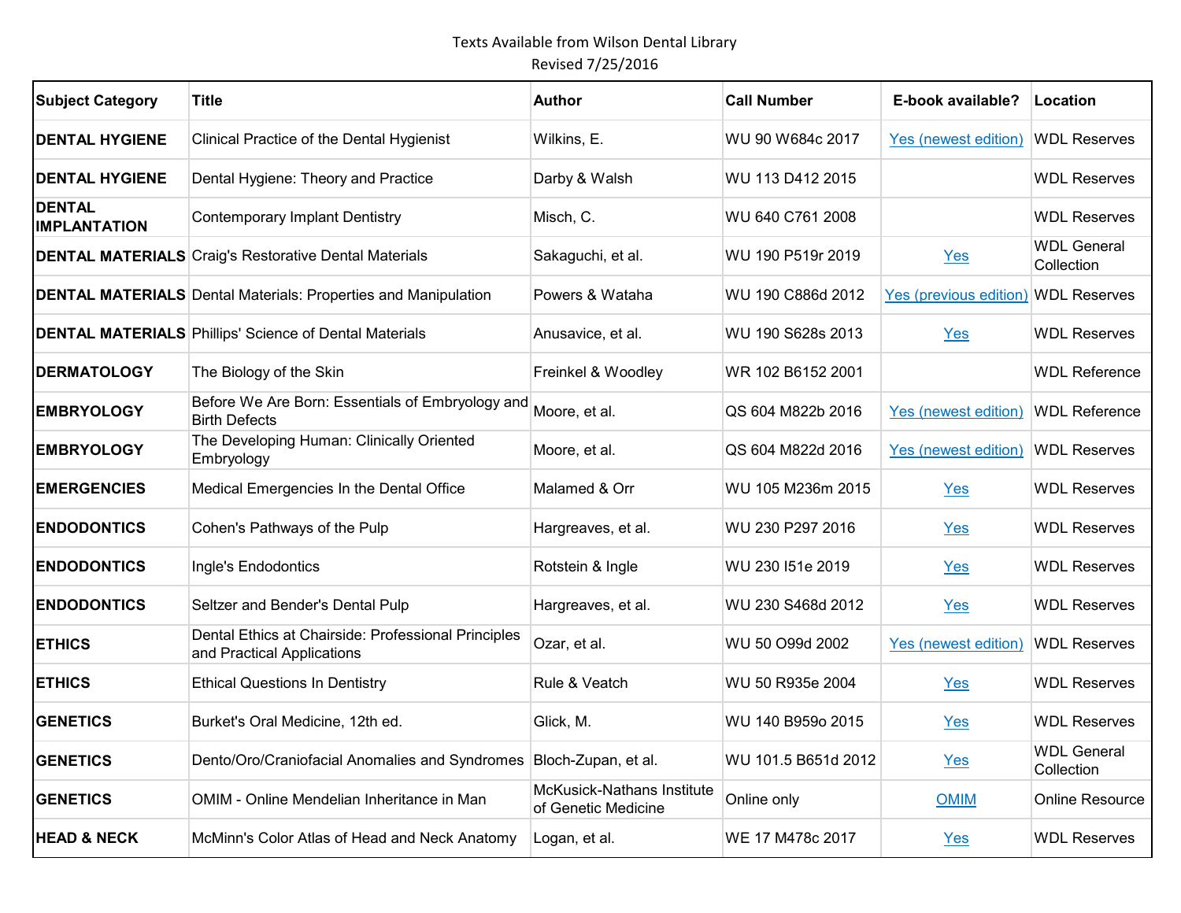Texts Available from Wilson Dental Library
Revised 7/25/2016

| Subject Category | Title | Author | Call Number | E-book available? | Location |
|---|---|---|---|---|---|
| **DENTAL HYGIENE** | Clinical Practice of the Dental Hygienist | Wilkins, E. | WU 90 W684c 2017 | Yes (newest edition) | WDL Reserves |
| **DENTAL HYGIENE** | Dental Hygiene: Theory and Practice | Darby & Walsh | WU 113 D412 2015 | | WDL Reserves |
| **DENTAL IMPLANTATION** | Contemporary Implant Dentistry | Misch, C. | WU 640 C761 2008 | | WDL Reserves |
| **DENTAL MATERIALS** | Craig's Restorative Dental Materials | Sakaguchi, et al. | WU 190 P519r 2019 | Yes | WDL General Collection |
| **DENTAL MATERIALS** | Dental Materials: Properties and Manipulation | Powers & Wataha | WU 190 C886d 2012 | Yes (previous edition) | WDL Reserves |
| **DENTAL MATERIALS** | Phillips' Science of Dental Materials | Anusavice, et al. | WU 190 S628s 2013 | Yes | WDL Reserves |
| **DERMATOLOGY** | The Biology of the Skin | Freinkel & Woodley | WR 102 B6152 2001 | | WDL Reference |
| **EMBRYOLOGY** | Before We Are Born: Essentials of Embryology and Birth Defects | Moore, et al. | QS 604 M822b 2016 | Yes (newest edition) | WDL Reference |
| **EMBRYOLOGY** | The Developing Human: Clinically Oriented Embryology | Moore, et al. | QS 604 M822d 2016 | Yes (newest edition) | WDL Reserves |
| **EMERGENCIES** | Medical Emergencies In the Dental Office | Malamed & Orr | WU 105 M236m 2015 | Yes | WDL Reserves |
| **ENDODONTICS** | Cohen's Pathways of the Pulp | Hargreaves, et al. | WU 230 P297 2016 | Yes | WDL Reserves |
| **ENDODONTICS** | Ingle's Endodontics | Rotstein & Ingle | WU 230 I51e 2019 | Yes | WDL Reserves |
| **ENDODONTICS** | Seltzer and Bender's Dental Pulp | Hargreaves, et al. | WU 230 S468d 2012 | Yes | WDL Reserves |
| **ETHICS** | Dental Ethics at Chairside: Professional Principles and Practical Applications | Ozar, et al. | WU 50 O99d 2002 | Yes (newest edition) | WDL Reserves |
| **ETHICS** | Ethical Questions In Dentistry | Rule & Veatch | WU 50 R935e 2004 | Yes | WDL Reserves |
| **GENETICS** | Burket's Oral Medicine, 12th ed. | Glick, M. | WU 140 B959o 2015 | Yes | WDL Reserves |
| **GENETICS** | Dento/Oro/Craniofacial Anomalies and Syndromes | Bloch-Zupan, et al. | WU 101.5 B651d 2012 | Yes | WDL General Collection |
| **GENETICS** | OMIM - Online Mendelian Inheritance in Man | McKusick-Nathans Institute of Genetic Medicine | Online only | OMIM | Online Resource |
| **HEAD & NECK** | McMinn's Color Atlas of Head and Neck Anatomy | Logan, et al. | WE 17 M478c 2017 | Yes | WDL Reserves |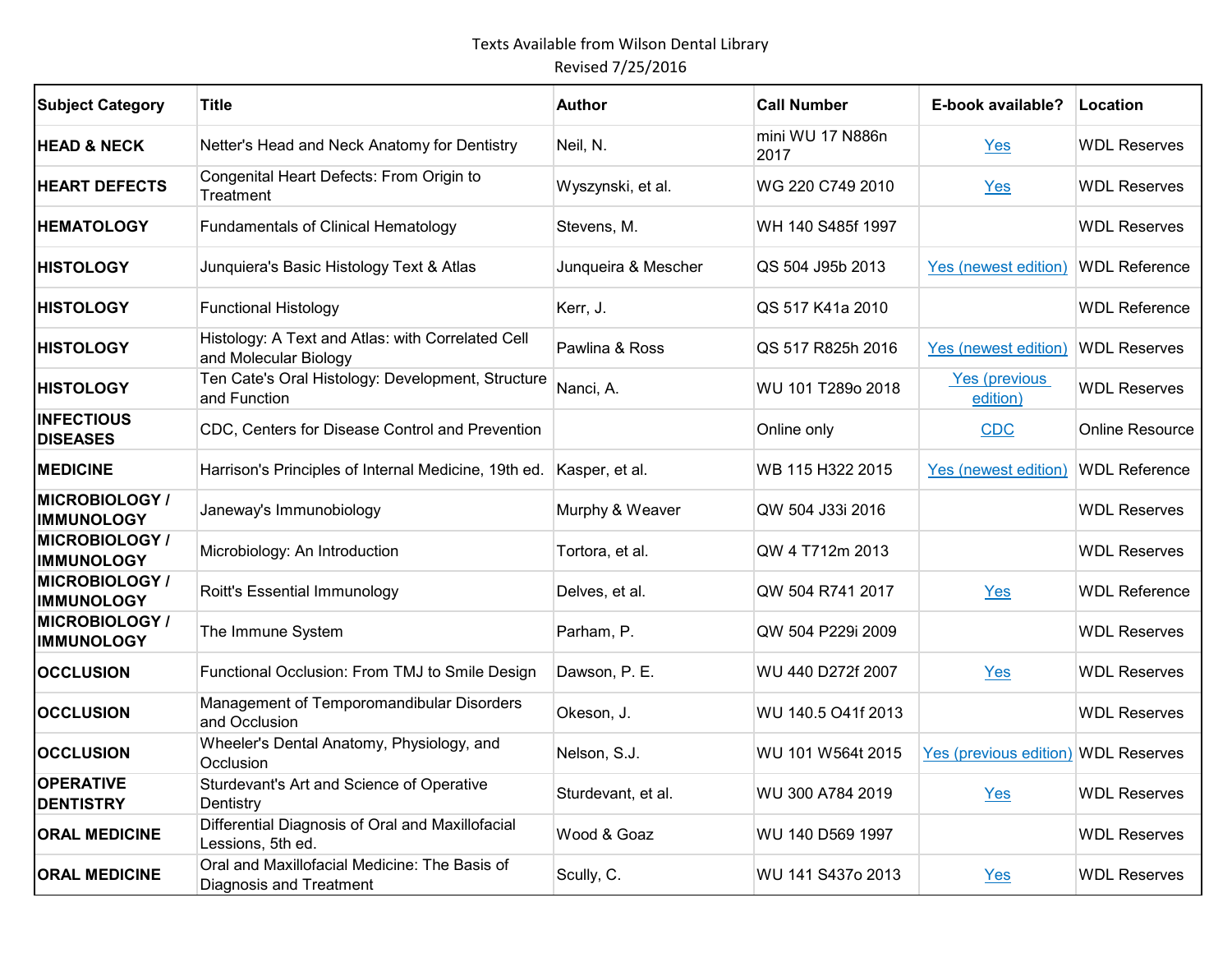Texts Available from Wilson Dental Library
Revised 7/25/2016

| Subject Category | Title | Author | Call Number | E-book available? | Location |
|---|---|---|---|---|---|
| **HEAD & NECK** | Netter's Head and Neck Anatomy for Dentistry | Neil, N. | mini WU 17 N886n 2017 | Yes | WDL Reserves |
| **HEART DEFECTS** | Congenital Heart Defects: From Origin to Treatment | Wyszynski, et al. | WG 220 C749 2010 | Yes | WDL Reserves |
| **HEMATOLOGY** | Fundamentals of Clinical Hematology | Stevens, M. | WH 140 S485f 1997 | | WDL Reserves |
| **HISTOLOGY** | Junquiera's Basic Histology Text & Atlas | Junqueira & Mescher | QS 504 J95b 2013 | Yes (newest edition) | WDL Reference |
| **HISTOLOGY** | Functional Histology | Kerr, J. | QS 517 K41a 2010 | | WDL Reference |
| **HISTOLOGY** | Histology: A Text and Atlas: with Correlated Cell and Molecular Biology | Pawlina & Ross | QS 517 R825h 2016 | Yes (newest edition) | WDL Reserves |
| **HISTOLOGY** | Ten Cate's Oral Histology: Development, Structure and Function | Nanci, A. | WU 101 T289o 2018 | Yes (previous edition) | WDL Reserves |
| **INFECTIOUS DISEASES** | CDC, Centers for Disease Control and Prevention | | Online only | CDC | Online Resource |
| **MEDICINE** | Harrison's Principles of Internal Medicine, 19th ed. | Kasper, et al. | WB 115 H322 2015 | Yes (newest edition) | WDL Reference |
| **MICROBIOLOGY / IMMUNOLOGY** | Janeway's Immunobiology | Murphy & Weaver | QW 504 J33i 2016 | | WDL Reserves |
| **MICROBIOLOGY / IMMUNOLOGY** | Microbiology: An Introduction | Tortora, et al. | QW 4 T712m 2013 | | WDL Reserves |
| **MICROBIOLOGY / IMMUNOLOGY** | Roitt's Essential Immunology | Delves, et al. | QW 504 R741 2017 | Yes | WDL Reference |
| **MICROBIOLOGY / IMMUNOLOGY** | The Immune System | Parham, P. | QW 504 P229i 2009 | | WDL Reserves |
| **OCCLUSION** | Functional Occlusion: From TMJ to Smile Design | Dawson, P. E. | WU 440 D272f 2007 | Yes | WDL Reserves |
| **OCCLUSION** | Management of Temporomandibular Disorders and Occlusion | Okeson, J. | WU 140.5 O41f 2013 | | WDL Reserves |
| **OCCLUSION** | Wheeler's Dental Anatomy, Physiology, and Occlusion | Nelson, S.J. | WU 101 W564t 2015 | Yes (previous edition) | WDL Reserves |
| **OPERATIVE DENTISTRY** | Sturdevant's Art and Science of Operative Dentistry | Sturdevant, et al. | WU 300 A784 2019 | Yes | WDL Reserves |
| **ORAL MEDICINE** | Differential Diagnosis of Oral and Maxillofacial Lessions, 5th ed. | Wood & Goaz | WU 140 D569 1997 | | WDL Reserves |
| **ORAL MEDICINE** | Oral and Maxillofacial Medicine: The Basis of Diagnosis and Treatment | Scully, C. | WU 141 S437o 2013 | Yes | WDL Reserves |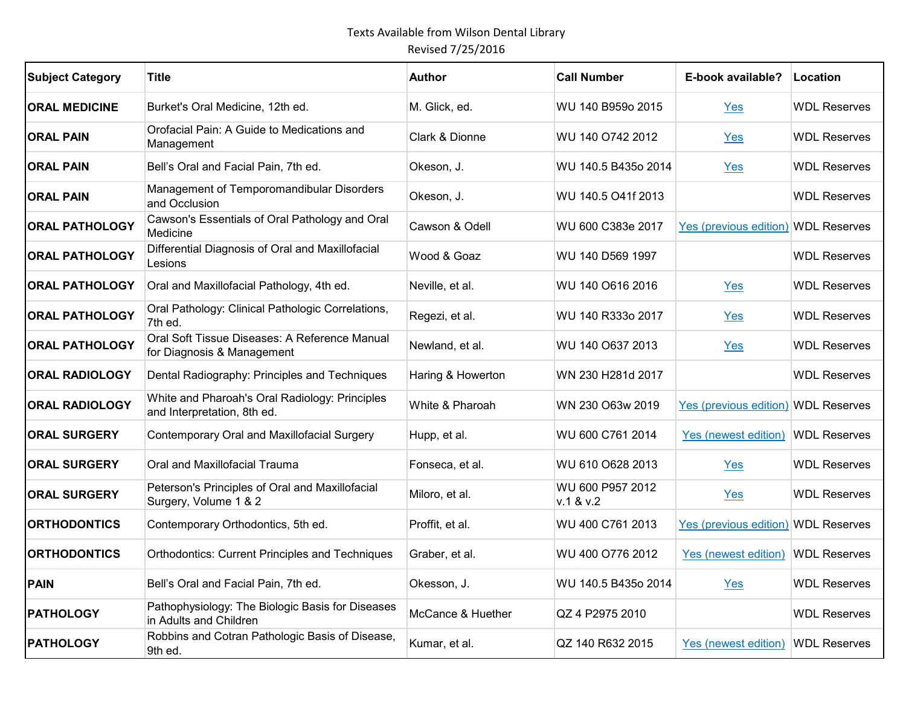Texts Available from Wilson Dental Library
Revised 7/25/2016

| Subject Category | Title | Author | Call Number | E-book available? | Location |
|---|---|---|---|---|---|
| **ORAL MEDICINE** | Burket's Oral Medicine, 12th ed. | M. Glick, ed. | WU 140 B959o 2015 | Yes | WDL Reserves |
| **ORAL PAIN** | Orofacial Pain: A Guide to Medications and Management | Clark & Dionne | WU 140 O742 2012 | Yes | WDL Reserves |
| **ORAL PAIN** | Bell's Oral and Facial Pain, 7th ed. | Okeson, J. | WU 140.5 B435o 2014 | Yes | WDL Reserves |
| **ORAL PAIN** | Management of Temporomandibular Disorders and Occlusion | Okeson, J. | WU 140.5 O41f 2013 | | WDL Reserves |
| **ORAL PATHOLOGY** | Cawson's Essentials of Oral Pathology and Oral Medicine | Cawson & Odell | WU 600 C383e 2017 | Yes (previous edition) | WDL Reserves |
| **ORAL PATHOLOGY** | Differential Diagnosis of Oral and Maxillofacial Lesions | Wood & Goaz | WU 140 D569 1997 | | WDL Reserves |
| **ORAL PATHOLOGY** | Oral and Maxillofacial Pathology, 4th ed. | Neville, et al. | WU 140 O616 2016 | Yes | WDL Reserves |
| **ORAL PATHOLOGY** | Oral Pathology: Clinical Pathologic Correlations, 7th ed. | Regezi, et al. | WU 140 R333o 2017 | Yes | WDL Reserves |
| **ORAL PATHOLOGY** | Oral Soft Tissue Diseases: A Reference Manual for Diagnosis & Management | Newland, et al. | WU 140 O637 2013 | Yes | WDL Reserves |
| **ORAL RADIOLOGY** | Dental Radiography: Principles and Techniques | Haring & Howerton | WN 230 H281d 2017 | | WDL Reserves |
| **ORAL RADIOLOGY** | White and Pharoah's Oral Radiology: Principles and Interpretation, 8th ed. | White & Pharoah | WN 230 O63w 2019 | Yes (previous edition) | WDL Reserves |
| **ORAL SURGERY** | Contemporary Oral and Maxillofacial Surgery | Hupp, et al. | WU 600 C761 2014 | Yes (newest edition) | WDL Reserves |
| **ORAL SURGERY** | Oral and Maxillofacial Trauma | Fonseca, et al. | WU 610 O628 2013 | Yes | WDL Reserves |
| **ORAL SURGERY** | Peterson's Principles of Oral and Maxillofacial Surgery, Volume 1 & 2 | Miloro, et al. | WU 600 P957 2012 v.1 & v.2 | Yes | WDL Reserves |
| **ORTHODONTICS** | Contemporary Orthodontics, 5th ed. | Proffit, et al. | WU 400 C761 2013 | Yes (previous edition) | WDL Reserves |
| **ORTHODONTICS** | Orthodontics: Current Principles and Techniques | Graber, et al. | WU 400 O776 2012 | Yes (newest edition) | WDL Reserves |
| **PAIN** | Bell's Oral and Facial Pain, 7th ed. | Okesson, J. | WU 140.5 B435o 2014 | Yes | WDL Reserves |
| **PATHOLOGY** | Pathophysiology: The Biologic Basis for Diseases in Adults and Children | McCance & Huether | QZ 4 P2975 2010 | | WDL Reserves |
| **PATHOLOGY** | Robbins and Cotran Pathologic Basis of Disease, 9th ed. | Kumar, et al. | QZ 140 R632 2015 | Yes (newest edition) | WDL Reserves |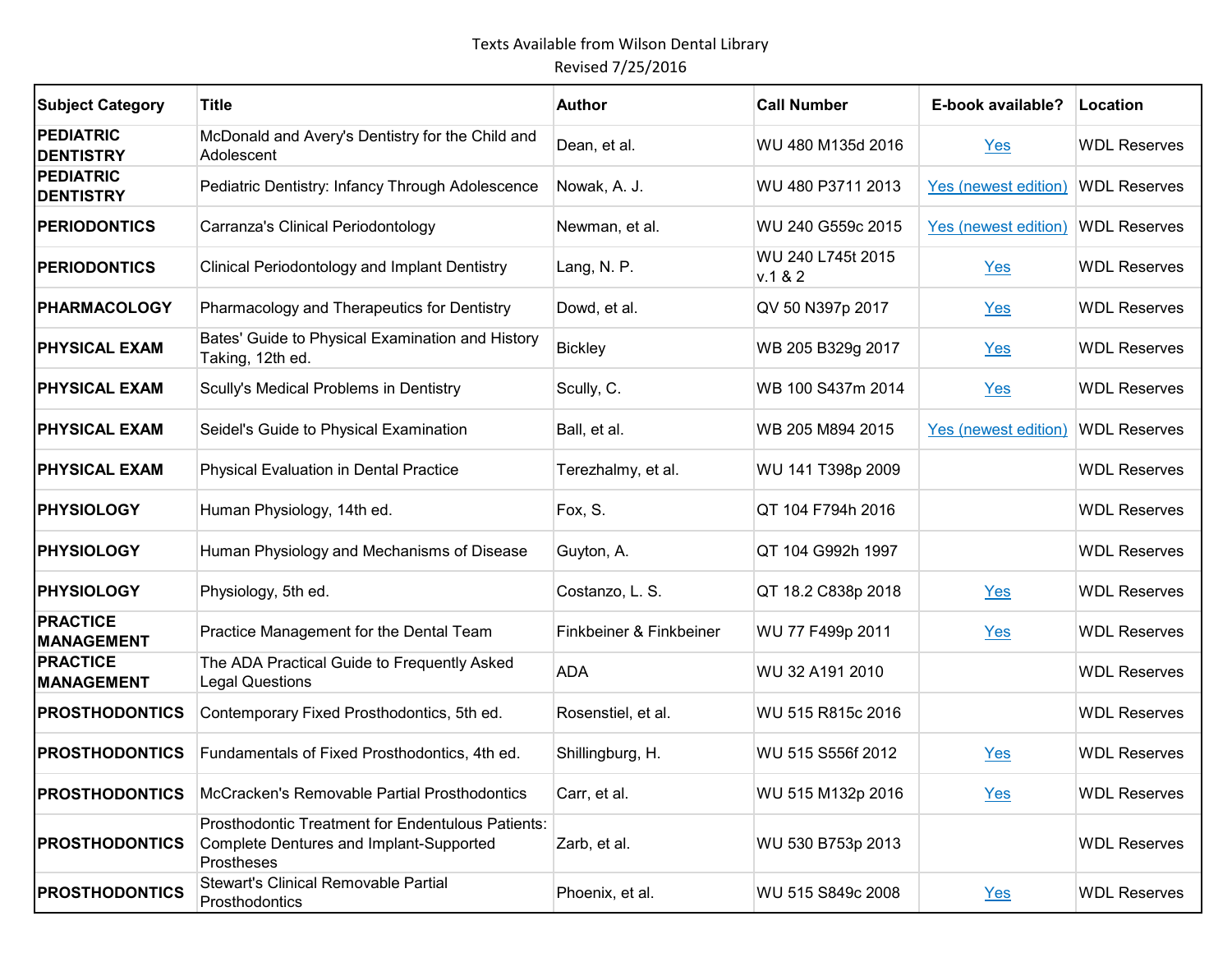Texts Available from Wilson Dental Library
Revised 7/25/2016

| Subject Category | Title | Author | Call Number | E-book available? | Location |
|---|---|---|---|---|---|
| **PEDIATRIC DENTISTRY** | McDonald and Avery's Dentistry for the Child and Adolescent | Dean, et al. | WU 480 M135d 2016 | Yes | WDL Reserves |
| **PEDIATRIC DENTISTRY** | Pediatric Dentistry: Infancy Through Adolescence | Nowak, A. J. | WU 480 P3711 2013 | Yes (newest edition) | WDL Reserves |
| **PERIODONTICS** | Carranza's Clinical Periodontology | Newman, et al. | WU 240 G559c 2015 | Yes (newest edition) | WDL Reserves |
| **PERIODONTICS** | Clinical Periodontology and Implant Dentistry | Lang, N. P. | WU 240 L745t 2015 v.1 & 2 | Yes | WDL Reserves |
| **PHARMACOLOGY** | Pharmacology and Therapeutics for Dentistry | Dowd, et al. | QV 50 N397p 2017 | Yes | WDL Reserves |
| **PHYSICAL EXAM** | Bates' Guide to Physical Examination and History Taking, 12th ed. | Bickley | WB 205 B329g 2017 | Yes | WDL Reserves |
| **PHYSICAL EXAM** | Scully's Medical Problems in Dentistry | Scully, C. | WB 100 S437m 2014 | Yes | WDL Reserves |
| **PHYSICAL EXAM** | Seidel's Guide to Physical Examination | Ball, et al. | WB 205 M894 2015 | Yes (newest edition) | WDL Reserves |
| **PHYSICAL EXAM** | Physical Evaluation in Dental Practice | Terezhalmy, et al. | WU 141 T398p 2009 | | WDL Reserves |
| **PHYSIOLOGY** | Human Physiology, 14th ed. | Fox, S. | QT 104 F794h 2016 | | WDL Reserves |
| **PHYSIOLOGY** | Human Physiology and Mechanisms of Disease | Guyton, A. | QT 104 G992h 1997 | | WDL Reserves |
| **PHYSIOLOGY** | Physiology, 5th ed. | Costanzo, L. S. | QT 18.2 C838p 2018 | Yes | WDL Reserves |
| **PRACTICE MANAGEMENT** | Practice Management for the Dental Team | Finkbeiner & Finkbeiner | WU 77 F499p 2011 | Yes | WDL Reserves |
| **PRACTICE MANAGEMENT** | The ADA Practical Guide to Frequently Asked Legal Questions | ADA | WU 32 A191 2010 | | WDL Reserves |
| **PROSTHODONTICS** | Contemporary Fixed Prosthodontics, 5th ed. | Rosenstiel, et al. | WU 515 R815c 2016 | | WDL Reserves |
| **PROSTHODONTICS** | Fundamentals of Fixed Prosthodontics, 4th ed. | Shillingburg, H. | WU 515 S556f 2012 | Yes | WDL Reserves |
| **PROSTHODONTICS** | McCracken's Removable Partial Prosthodontics | Carr, et al. | WU 515 M132p 2016 | Yes | WDL Reserves |
| **PROSTHODONTICS** | Prosthodontic Treatment for Endentulous Patients: Complete Dentures and Implant-Supported Prostheses | Zarb, et al. | WU 530 B753p 2013 | | WDL Reserves |
| **PROSTHODONTICS** | Stewart's Clinical Removable Partial Prosthodontics | Phoenix, et al. | WU 515 S849c 2008 | Yes | WDL Reserves |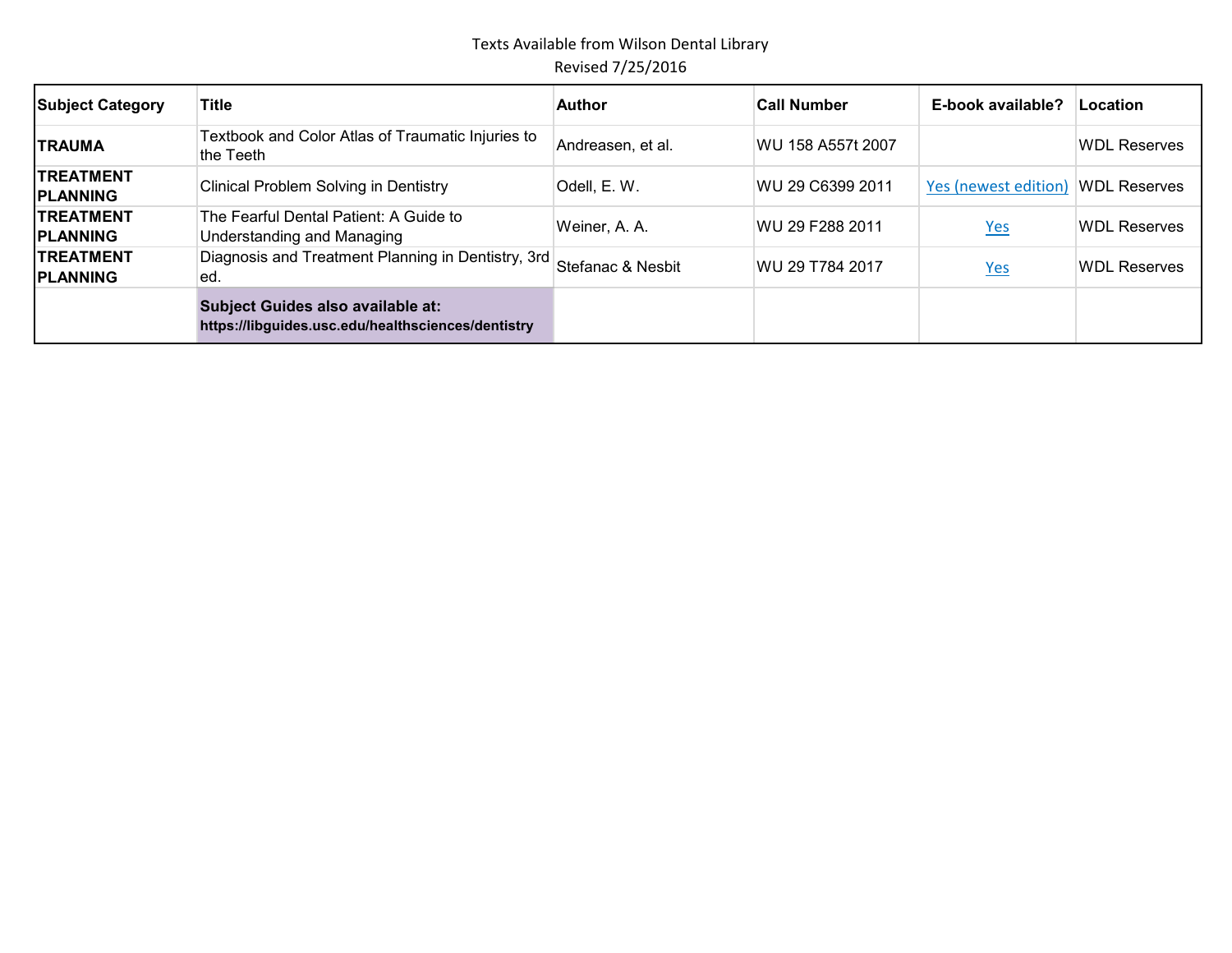Texts Available from Wilson Dental Library
Revised 7/25/2016

| Subject Category | Title | Author | Call Number | E-book available? | Location |
|---|---|---|---|---|---|
| **TRAUMA** | Textbook and Color Atlas of Traumatic Injuries to the Teeth | Andreasen, et al. | WU 158 A557t 2007 | | WDL Reserves |
| **TREATMENT PLANNING** | Clinical Problem Solving in Dentistry | Odell, E. W. | WU 29 C6399 2011 | Yes (newest edition) | WDL Reserves |
| **TREATMENT PLANNING** | The Fearful Dental Patient: A Guide to Understanding and Managing | Weiner, A. A. | WU 29 F288 2011 | Yes | WDL Reserves |
| **TREATMENT PLANNING** | Diagnosis and Treatment Planning in Dentistry, 3rd ed. | Stefanac & Nesbit | WU 29 T784 2017 | Yes | WDL Reserves |
| | **Subject Guides also available at: https://libguides.usc.edu/healthsciences/dentistry** | | | | |